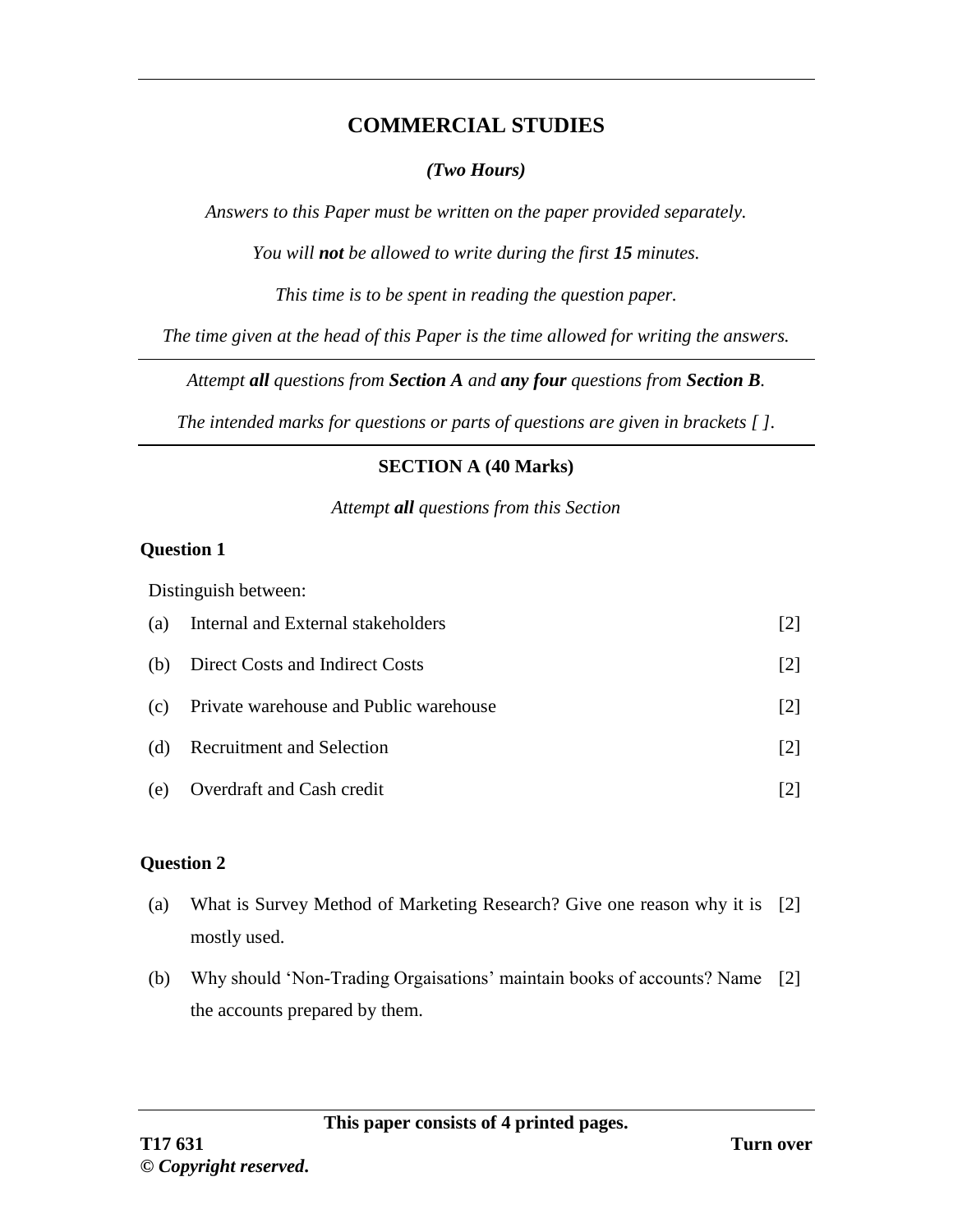# COMMERCIAL STUDIES

*(Two Hours)*

*Answers to this Paper must be written on the paper provided separately.*

*You will **not** be allowed to write during the first **15** minutes.*

*This time is to be spent in reading the question paper.*

*The time given at the head of this Paper is the time allowed for writing the answers.*

---

*Attempt **all** questions from **Section A** and **any four** questions from **Section B**.*

*The intended marks for questions or parts of questions are given in brackets [ ].*

---

## SECTION A (40 Marks)

*Attempt **all** questions from this Section*

### Question 1

Distinguish between:

(a) Internal and External stakeholders [2]

(b) Direct Costs and Indirect Costs [2]

(c) Private warehouse and Public warehouse [2]

(d) Recruitment and Selection [2]

(e) Overdraft and Cash credit [2]

### Question 2

(a) What is Survey Method of Marketing Research? Give one reason why it is mostly used. [2]

(b) Why should 'Non-Trading Orgaisations' maintain books of accounts? Name the accounts prepared by them. [2]

**This paper consists of 4 printed pages.**

**T17 631**

**Turn over**

**© *Copyright reserved*.**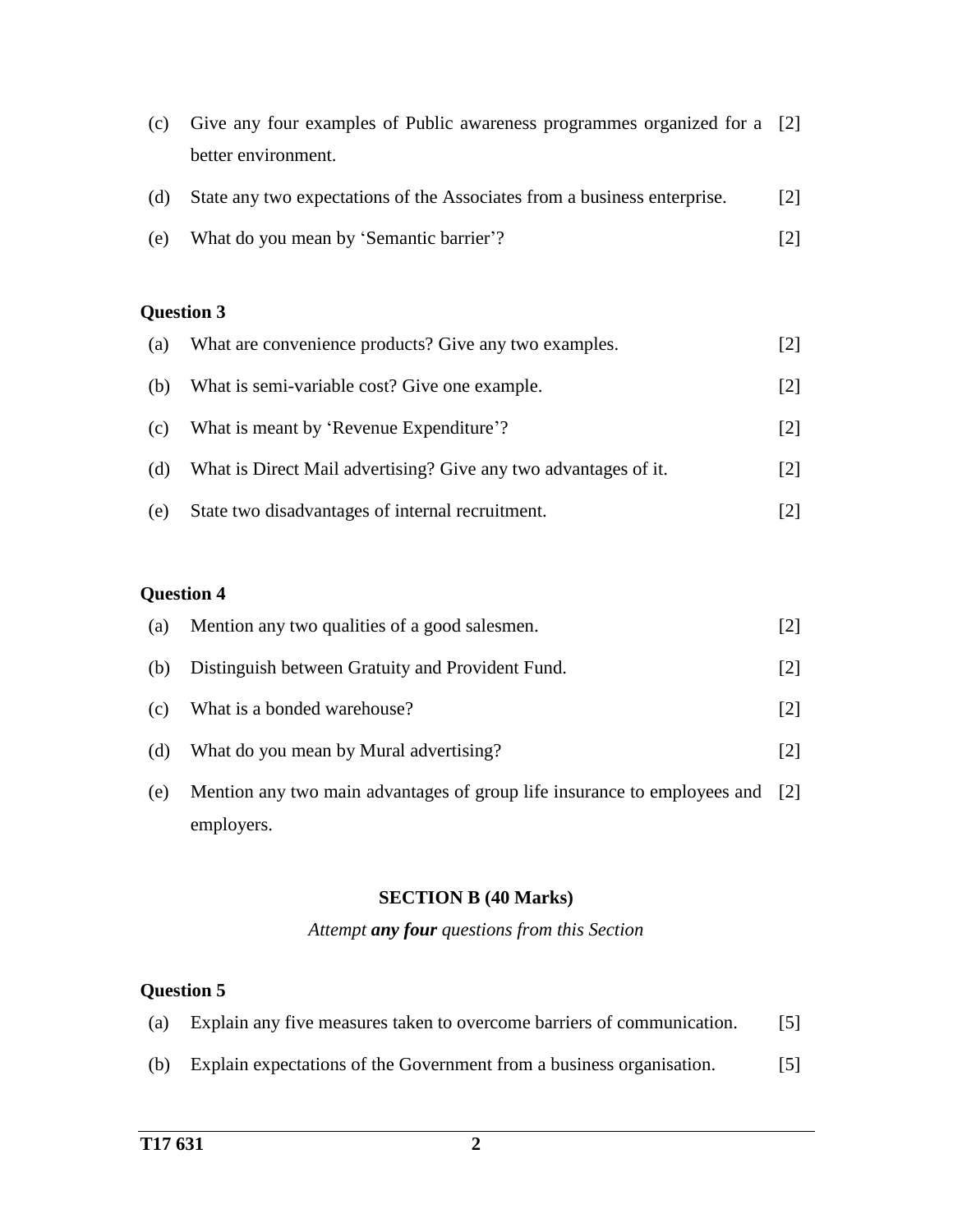(c) Give any four examples of Public awareness programmes organized for a better environment. [2]

(d) State any two expectations of the Associates from a business enterprise. [2]

(e) What do you mean by 'Semantic barrier'? [2]

**Question 3**

(a) What are convenience products? Give any two examples. [2]

(b) What is semi-variable cost? Give one example. [2]

(c) What is meant by 'Revenue Expenditure'? [2]

(d) What is Direct Mail advertising? Give any two advantages of it. [2]

(e) State two disadvantages of internal recruitment. [2]

**Question 4**

(a) Mention any two qualities of a good salesmen. [2]

(b) Distinguish between Gratuity and Provident Fund. [2]

(c) What is a bonded warehouse? [2]

(d) What do you mean by Mural advertising? [2]

(e) Mention any two main advantages of group life insurance to employees and employers. [2]

## SECTION B (40 Marks)

*Attempt **any four** questions from this Section*

**Question 5**

(a) Explain any five measures taken to overcome barriers of communication. [5]

(b) Explain expectations of the Government from a business organisation. [5]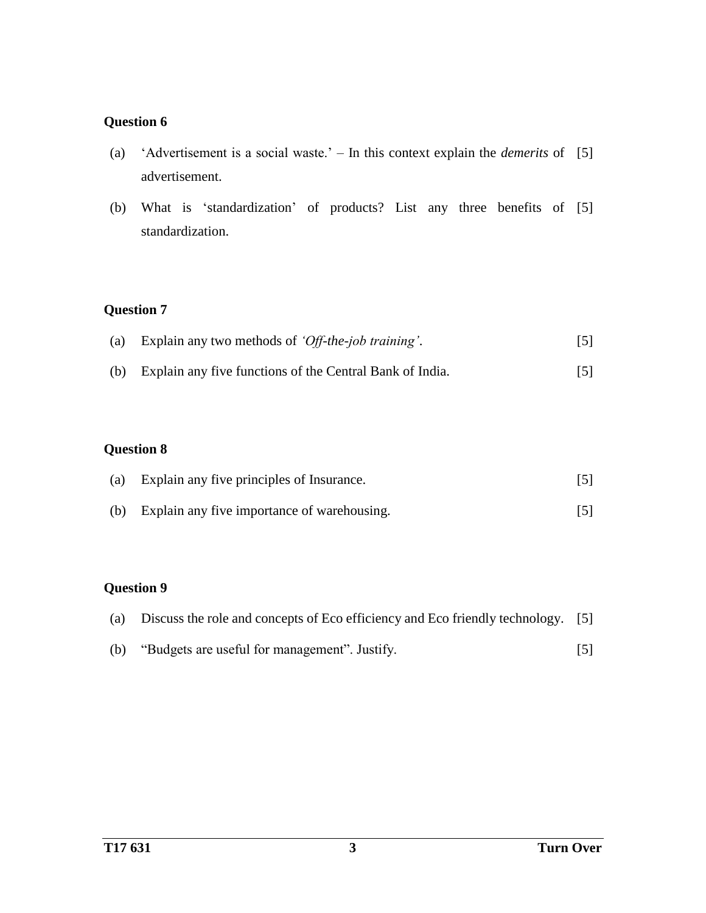**Question 6**

(a) 'Advertisement is a social waste.' – In this context explain the *demerits* of advertisement. [5]

(b) What is 'standardization' of products? List any three benefits of standardization. [5]

**Question 7**

(a) Explain any two methods of *'Off-the-job training'*. [5]

(b) Explain any five functions of the Central Bank of India. [5]

**Question 8**

(a) Explain any five principles of Insurance. [5]

(b) Explain any five importance of warehousing. [5]

**Question 9**

(a) Discuss the role and concepts of Eco efficiency and Eco friendly technology. [5]

(b) "Budgets are useful for management". Justify. [5]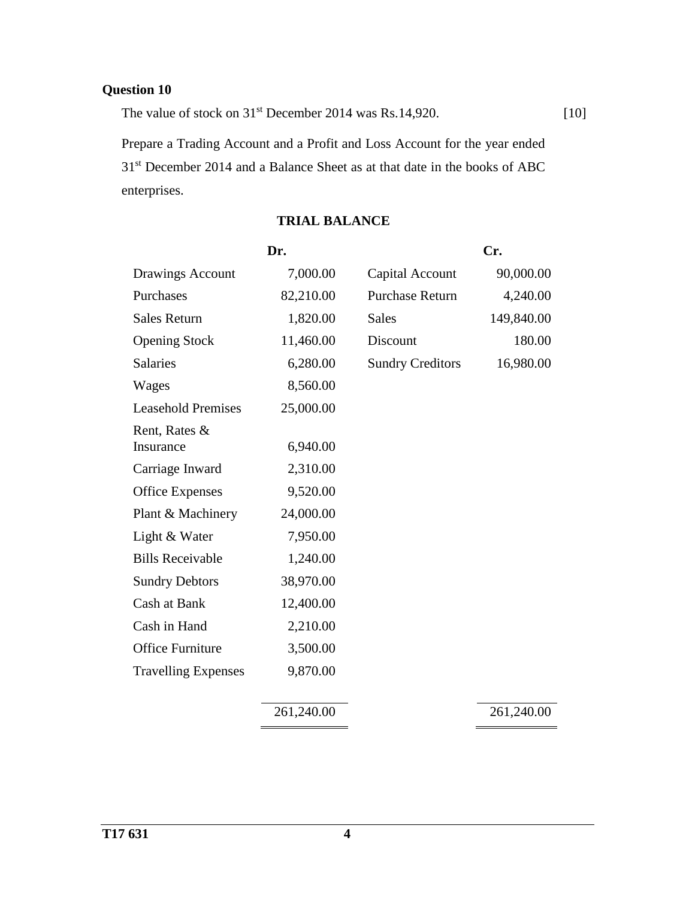**Question 10**

The value of stock on 31st December 2014 was Rs.14,920. [10]

Prepare a Trading Account and a Profit and Loss Account for the year ended 31st December 2014 and a Balance Sheet as at that date in the books of ABC enterprises.

**TRIAL BALANCE**

| | Dr. | | Cr. |
|---|---|---|---|
| Drawings Account | 7,000.00 | Capital Account | 90,000.00 |
| Purchases | 82,210.00 | Purchase Return | 4,240.00 |
| Sales Return | 1,820.00 | Sales | 149,840.00 |
| Opening Stock | 11,460.00 | Discount | 180.00 |
| Salaries | 6,280.00 | Sundry Creditors | 16,980.00 |
| Wages | 8,560.00 | | |
| Leasehold Premises | 25,000.00 | | |
| Rent, Rates & Insurance | 6,940.00 | | |
| Carriage Inward | 2,310.00 | | |
| Office Expenses | 9,520.00 | | |
| Plant & Machinery | 24,000.00 | | |
| Light & Water | 7,950.00 | | |
| Bills Receivable | 1,240.00 | | |
| Sundry Debtors | 38,970.00 | | |
| Cash at Bank | 12,400.00 | | |
| Cash in Hand | 2,210.00 | | |
| Office Furniture | 3,500.00 | | |
| Travelling Expenses | 9,870.00 | | |
| | 261,240.00 | | 261,240.00 |